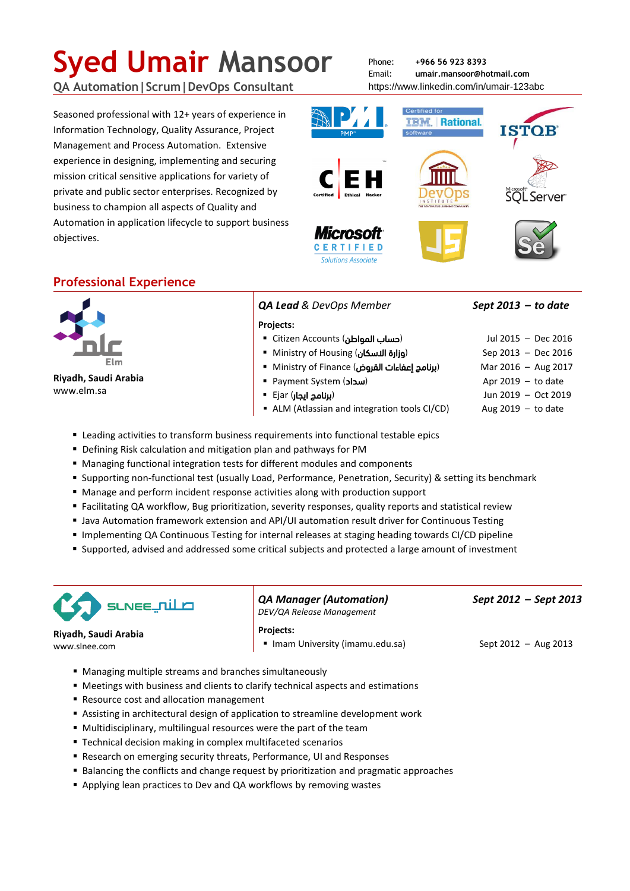# Syed Umair Mansoor

QA Automation | Scrum | DevOps Consultant

Phone: **+966 56 923 8393**
Email: **umair.mansoor@hotmail.com**
https://www.linkedin.com/in/umair-123abc

Seasoned professional with 12+ years of experience in Information Technology, Quality Assurance, Project Management and Process Automation. Extensive experience in designing, implementing and securing mission critical sensitive applications for variety of private and public sector enterprises. Recognized by business to champion all aspects of Quality and Automation in application lifecycle to support business objectives.

## Professional Experience

**Elm**
**Riyadh, Saudi Arabia**
www.elm.sa

***QA Lead** & DevOps Member* — ***Sept 2013 – to date***

**Projects:**

- Citizen Accounts (حساب المواطن) — Jul 2015 – Dec 2016
- Ministry of Housing (وزارة الاسكان) — Sep 2013 – Dec 2016
- Ministry of Finance (برنامج إعفاءات القروض) — Mar 2016 – Aug 2017
- Payment System (سداد) — Apr 2019 – to date
- Ejar (برنامج ايجار) — Jun 2019 – Oct 2019
- ALM (Atlassian and integration tools CI/CD) — Aug 2019 – to date

- Leading activities to transform business requirements into functional testable epics
- Defining Risk calculation and mitigation plan and pathways for PM
- Managing functional integration tests for different modules and components
- Supporting non-functional test (usually Load, Performance, Penetration, Security) & setting its benchmark
- Manage and perform incident response activities along with production support
- Facilitating QA workflow, Bug prioritization, severity responses, quality reports and statistical review
- Java Automation framework extension and API/UI automation result driver for Continuous Testing
- Implementing QA Continuous Testing for internal releases at staging heading towards CI/CD pipeline
- Supported, advised and addressed some critical subjects and protected a large amount of investment

**SLNEE**
**Riyadh, Saudi Arabia**
www.slnee.com

***QA Manager (Automation)*** — ***Sept 2012 – Sept 2013***
*DEV/QA Release Management*

**Projects:**

- Imam University (imamu.edu.sa) — Sept 2012 – Aug 2013

- Managing multiple streams and branches simultaneously
- Meetings with business and clients to clarify technical aspects and estimations
- Resource cost and allocation management
- Assisting in architectural design of application to streamline development work
- Multidisciplinary, multilingual resources were the part of the team
- Technical decision making in complex multifaceted scenarios
- Research on emerging security threats, Performance, UI and Responses
- Balancing the conflicts and change request by prioritization and pragmatic approaches
- Applying lean practices to Dev and QA workflows by removing wastes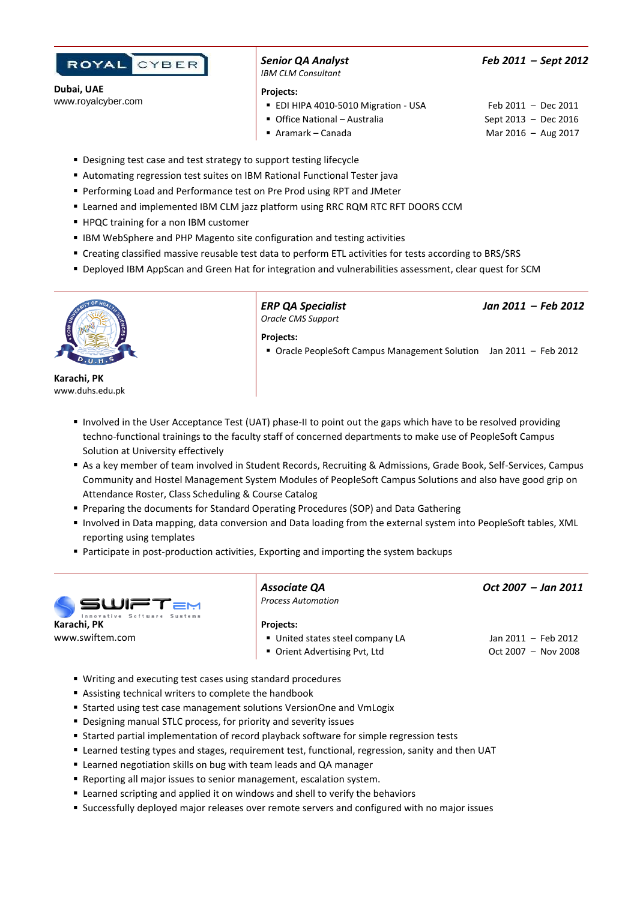**ROYAL CYBER**

**Dubai, UAE**
www.royalcyber.com

### *Senior QA Analyst* — *Feb 2011 – Sept 2012*

*IBM CLM Consultant*

**Projects:**

- EDI HIPA 4010-5010 Migration - USA — Feb 2011 – Dec 2011
- Office National – Australia — Sept 2013 – Dec 2016
- Aramark – Canada — Mar 2016 – Aug 2017

- Designing test case and test strategy to support testing lifecycle
- Automating regression test suites on IBM Rational Functional Tester java
- Performing Load and Performance test on Pre Prod using RPT and JMeter
- Learned and implemented IBM CLM jazz platform using RRC RQM RTC RFT DOORS CCM
- HPQC training for a non IBM customer
- IBM WebSphere and PHP Magento site configuration and testing activities
- Creating classified massive reusable test data to perform ETL activities for tests according to BRS/SRS
- Deployed IBM AppScan and Green Hat for integration and vulnerabilities assessment, clear quest for SCM

---

**Karachi, PK**
www.duhs.edu.pk

### *ERP QA Specialist* — *Jan 2011 – Feb 2012*

*Oracle CMS Support*

**Projects:**

- Oracle PeopleSoft Campus Management Solution — Jan 2011 – Feb 2012

- Involved in the User Acceptance Test (UAT) phase-II to point out the gaps which have to be resolved providing techno-functional trainings to the faculty staff of concerned departments to make use of PeopleSoft Campus Solution at University effectively
- As a key member of team involved in Student Records, Recruiting & Admissions, Grade Book, Self-Services, Campus Community and Hostel Management System Modules of PeopleSoft Campus Solutions and also have good grip on Attendance Roster, Class Scheduling & Course Catalog
- Preparing the documents for Standard Operating Procedures (SOP) and Data Gathering
- Involved in Data mapping, data conversion and Data loading from the external system into PeopleSoft tables, XML reporting using templates
- Participate in post-production activities, Exporting and importing the system backups

---

**SWIFTEM** Innovative Software Systems

**Karachi, PK**
www.swiftem.com

### *Associate QA* — *Oct 2007 – Jan 2011*

*Process Automation*

**Projects:**

- United states steel company LA — Jan 2011 – Feb 2012
- Orient Advertising Pvt, Ltd — Oct 2007 – Nov 2008

- Writing and executing test cases using standard procedures
- Assisting technical writers to complete the handbook
- Started using test case management solutions VersionOne and VmLogix
- Designing manual STLC process, for priority and severity issues
- Started partial implementation of record playback software for simple regression tests
- Learned testing types and stages, requirement test, functional, regression, sanity and then UAT
- Learned negotiation skills on bug with team leads and QA manager
- Reporting all major issues to senior management, escalation system.
- Learned scripting and applied it on windows and shell to verify the behaviors
- Successfully deployed major releases over remote servers and configured with no major issues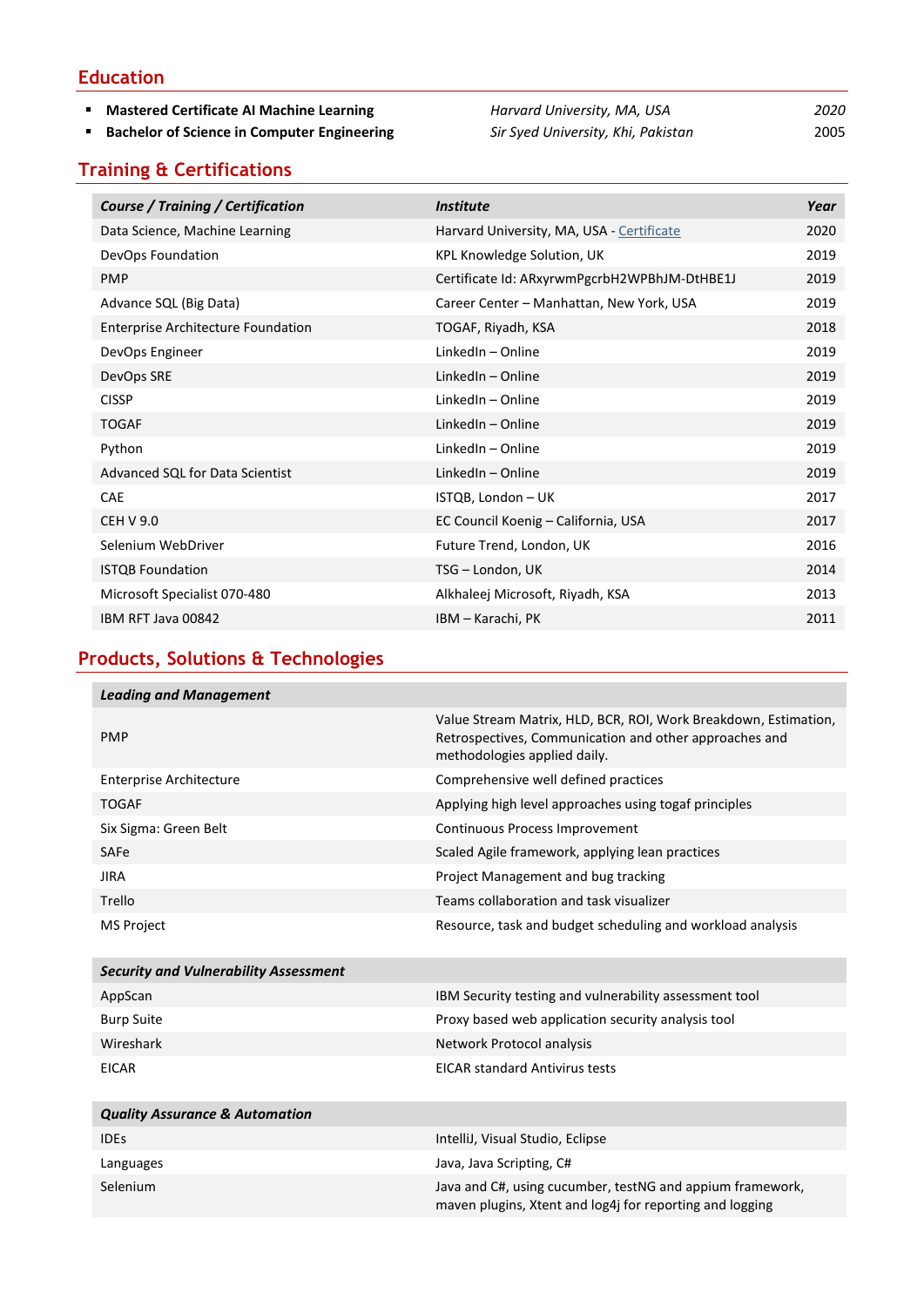## Education

- **Mastered Certificate AI Machine Learning** — *Harvard University, MA, USA* — *2020*
- **Bachelor of Science in Computer Engineering** — *Sir Syed University, Khi, Pakistan* — 2005

## Training & Certifications

| *Course / Training / Certification* | *Institute* | *Year* |
|---|---|---|
| Data Science, Machine Learning | Harvard University, MA, USA - Certificate | 2020 |
| DevOps Foundation | KPL Knowledge Solution, UK | 2019 |
| PMP | Certificate Id: ARxyrwmPgcrbH2WPBhJM-DtHBE1J | 2019 |
| Advance SQL (Big Data) | Career Center – Manhattan, New York, USA | 2019 |
| Enterprise Architecture Foundation | TOGAF, Riyadh, KSA | 2018 |
| DevOps Engineer | LinkedIn – Online | 2019 |
| DevOps SRE | LinkedIn – Online | 2019 |
| CISSP | LinkedIn – Online | 2019 |
| TOGAF | LinkedIn – Online | 2019 |
| Python | LinkedIn – Online | 2019 |
| Advanced SQL for Data Scientist | LinkedIn – Online | 2019 |
| CAE | ISTQB, London – UK | 2017 |
| CEH V 9.0 | EC Council Koenig – California, USA | 2017 |
| Selenium WebDriver | Future Trend, London, UK | 2016 |
| ISTQB Foundation | TSG – London, UK | 2014 |
| Microsoft Specialist 070-480 | Alkhaleej Microsoft, Riyadh, KSA | 2013 |
| IBM RFT Java 00842 | IBM – Karachi, PK | 2011 |

## Products, Solutions & Technologies

| ***Leading and Management*** | |
|---|---|
| PMP | Value Stream Matrix, HLD, BCR, ROI, Work Breakdown, Estimation, Retrospectives, Communication and other approaches and methodologies applied daily. |
| Enterprise Architecture | Comprehensive well defined practices |
| TOGAF | Applying high level approaches using togaf principles |
| Six Sigma: Green Belt | Continuous Process Improvement |
| SAFe | Scaled Agile framework, applying lean practices |
| JIRA | Project Management and bug tracking |
| Trello | Teams collaboration and task visualizer |
| MS Project | Resource, task and budget scheduling and workload analysis |

| ***Security and Vulnerability Assessment*** | |
|---|---|
| AppScan | IBM Security testing and vulnerability assessment tool |
| Burp Suite | Proxy based web application security analysis tool |
| Wireshark | Network Protocol analysis |
| EICAR | EICAR standard Antivirus tests |

| ***Quality Assurance & Automation*** | |
|---|---|
| IDEs | IntelliJ, Visual Studio, Eclipse |
| Languages | Java, Java Scripting, C# |
| Selenium | Java and C#, using cucumber, testNG and appium framework, maven plugins, Xtent and log4j for reporting and logging |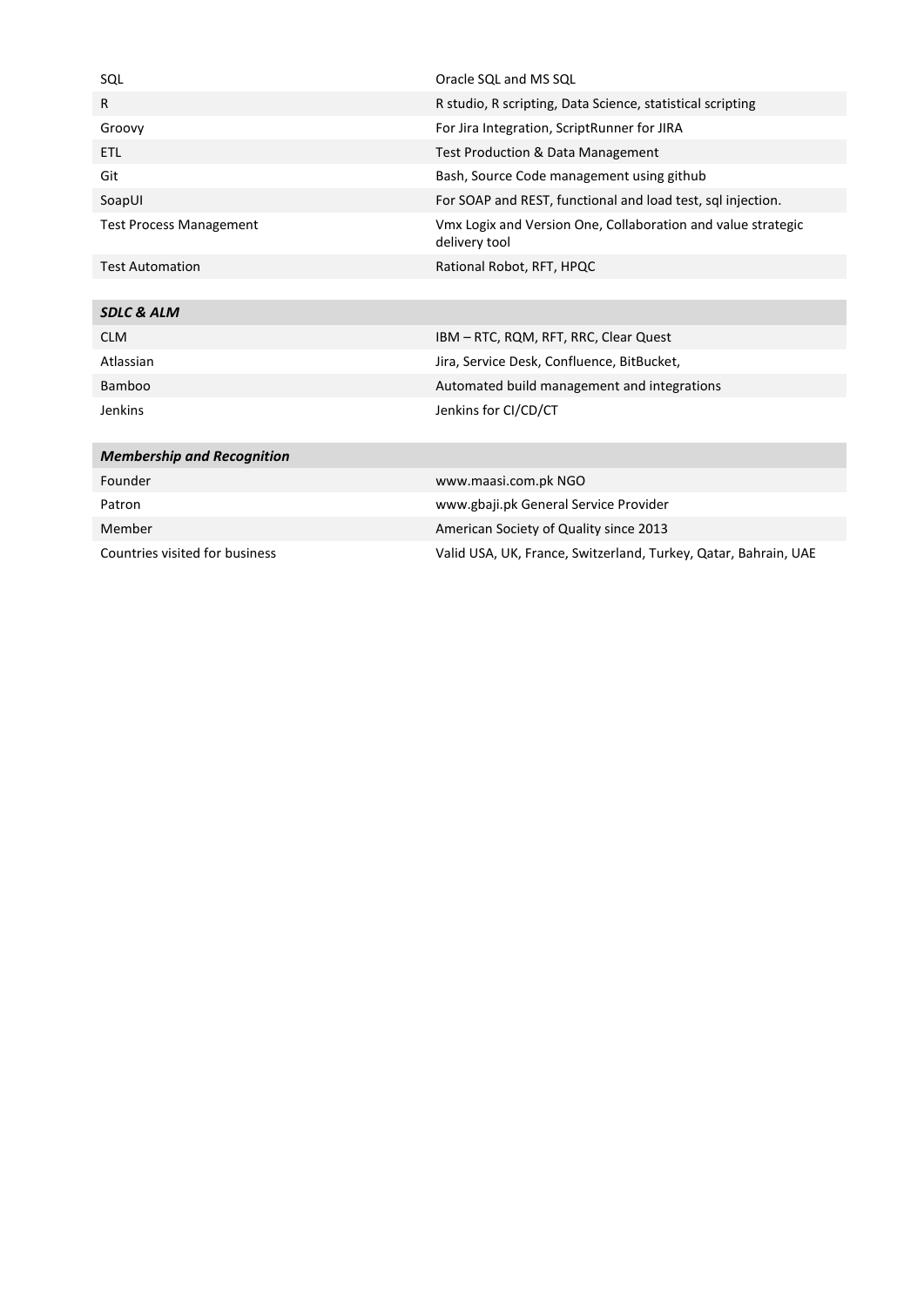| | |
|---|---|
| SQL | Oracle SQL and MS SQL |
| R | R studio, R scripting, Data Science, statistical scripting |
| Groovy | For Jira Integration, ScriptRunner for JIRA |
| ETL | Test Production & Data Management |
| Git | Bash, Source Code management using github |
| SoapUI | For SOAP and REST, functional and load test, sql injection. |
| Test Process Management | Vmx Logix and Version One, Collaboration and value strategic delivery tool |
| Test Automation | Rational Robot, RFT, HPQC |

| ***SDLC & ALM*** | |
|---|---|
| CLM | IBM – RTC, RQM, RFT, RRC, Clear Quest |
| Atlassian | Jira, Service Desk, Confluence, BitBucket, |
| Bamboo | Automated build management and integrations |
| Jenkins | Jenkins for CI/CD/CT |

| ***Membership and Recognition*** | |
|---|---|
| Founder | www.maasi.com.pk NGO |
| Patron | www.gbaji.pk General Service Provider |
| Member | American Society of Quality since 2013 |
| Countries visited for business | Valid USA, UK, France, Switzerland, Turkey, Qatar, Bahrain, UAE |